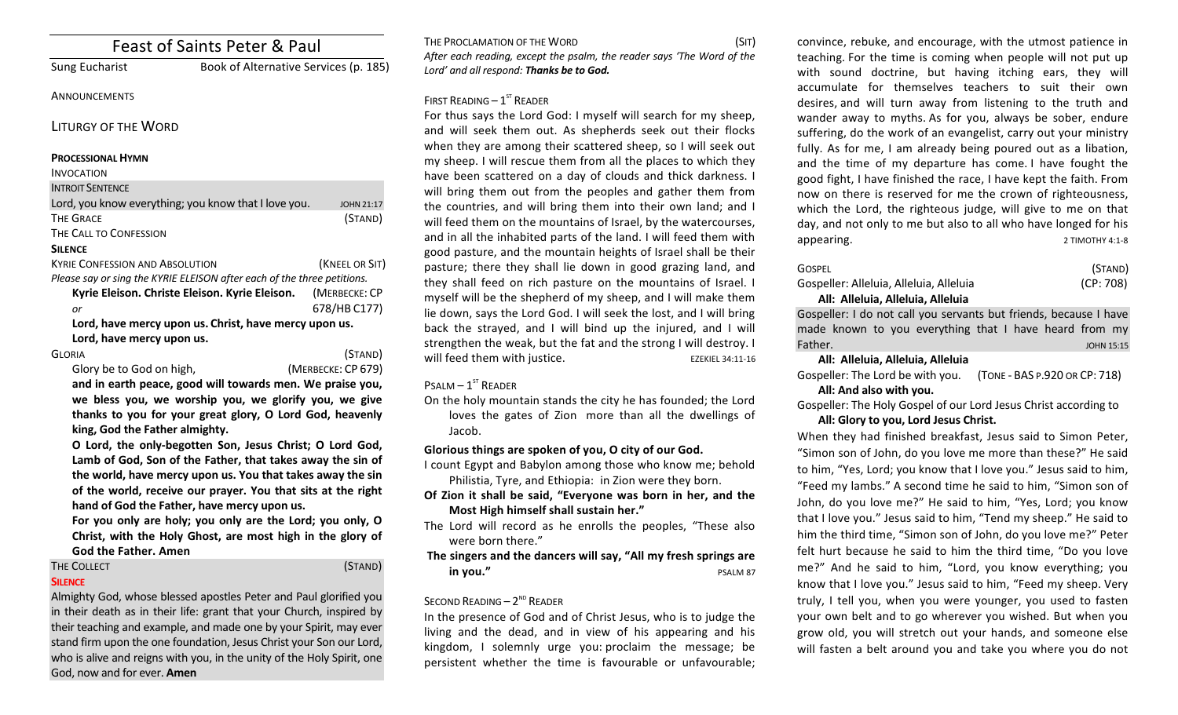# Feast of Saints Peter & Paul

Sung Eucharist — Book of Alternative Services (p. 185)

ANNOUNCEMENTS

## LITURGY OF THE WORD

**PROCESSIONAL HYMN**

INVOCATION

INTROIT SENTENCE

Lord, you know everything; you know that I love you. — JOHN 21:17

THE GRACE (STAND)

THE CALL TO CONFESSION

**SILENCE**

KYRIE CONFESSION AND ABSOLUTION (KNEEL OR SIT)

*Please say or sing the KYRIE ELEISON after each of the three petitions.*

**Kyrie Eleison. Christe Eleison. Kyrie Eleison.** (MERBECKE: CP 678/HB C177)

*or*

**Lord, have mercy upon us. Christ, have mercy upon us. Lord, have mercy upon us.**

GLORIA (STAND)

Glory be to God on high, (MERBECKE: CP 679)

**and in earth peace, good will towards men. We praise you, we bless you, we worship you, we glorify you, we give thanks to you for your great glory, O Lord God, heavenly king, God the Father almighty.**

**O Lord, the only-begotten Son, Jesus Christ; O Lord God, Lamb of God, Son of the Father, that takes away the sin of the world, have mercy upon us. You that takes away the sin of the world, receive our prayer. You that sits at the right hand of God the Father, have mercy upon us.**

**For you only are holy; you only are the Lord; you only, O Christ, with the Holy Ghost, are most high in the glory of God the Father. Amen**

THE COLLECT (STAND)

**SILENCE**

Almighty God, whose blessed apostles Peter and Paul glorified you in their death as in their life: grant that your Church, inspired by their teaching and example, and made one by your Spirit, may ever stand firm upon the one foundation, Jesus Christ your Son our Lord, who is alive and reigns with you, in the unity of the Holy Spirit, one God, now and for ever. **Amen**

THE PROCLAMATION OF THE WORD (SIT)

*After each reading, except the psalm, the reader says 'The Word of the Lord' and all respond:* ***Thanks be to God.***

FIRST READING – 1ST READER

For thus says the Lord God: I myself will search for my sheep, and will seek them out. As shepherds seek out their flocks when they are among their scattered sheep, so I will seek out my sheep. I will rescue them from all the places to which they have been scattered on a day of clouds and thick darkness. I will bring them out from the peoples and gather them from the countries, and will bring them into their own land; and I will feed them on the mountains of Israel, by the watercourses, and in all the inhabited parts of the land. I will feed them with good pasture, and the mountain heights of Israel shall be their pasture; there they shall lie down in good grazing land, and they shall feed on rich pasture on the mountains of Israel. I myself will be the shepherd of my sheep, and I will make them lie down, says the Lord God. I will seek the lost, and I will bring back the strayed, and I will bind up the injured, and I will strengthen the weak, but the fat and the strong I will destroy. I will feed them with justice. — EZEKIEL 34:11-16

PSALM – 1ST READER

On the holy mountain stands the city he has founded; the Lord loves the gates of Zion more than all the dwellings of Jacob.

**Glorious things are spoken of you, O city of our God.**

I count Egypt and Babylon among those who know me; behold Philistia, Tyre, and Ethiopia: in Zion were they born.

**Of Zion it shall be said, "Everyone was born in her, and the Most High himself shall sustain her."**

The Lord will record as he enrolls the peoples, "These also were born there."

**The singers and the dancers will say, "All my fresh springs are in you."** — PSALM 87

SECOND READING – 2ND READER

In the presence of God and of Christ Jesus, who is to judge the living and the dead, and in view of his appearing and his kingdom, I solemnly urge you: proclaim the message; be persistent whether the time is favourable or unfavourable; convince, rebuke, and encourage, with the utmost patience in teaching. For the time is coming when people will not put up with sound doctrine, but having itching ears, they will accumulate for themselves teachers to suit their own desires, and will turn away from listening to the truth and wander away to myths. As for you, always be sober, endure suffering, do the work of an evangelist, carry out your ministry fully. As for me, I am already being poured out as a libation, and the time of my departure has come. I have fought the good fight, I have finished the race, I have kept the faith. From now on there is reserved for me the crown of righteousness, which the Lord, the righteous judge, will give to me on that day, and not only to me but also to all who have longed for his appearing. — 2 TIMOTHY 4:1-8

GOSPEL (STAND)

Gospeller: Alleluia, Alleluia, Alleluia (CP: 708)

**All: Alleluia, Alleluia, Alleluia**

Gospeller: I do not call you servants but friends, because I have made known to you everything that I have heard from my Father. — JOHN 15:15

**All: Alleluia, Alleluia, Alleluia**

Gospeller: The Lord be with you. (TONE - BAS P.920 OR CP: 718)

**All: And also with you.**

Gospeller: The Holy Gospel of our Lord Jesus Christ according to

**All: Glory to you, Lord Jesus Christ.**

When they had finished breakfast, Jesus said to Simon Peter, "Simon son of John, do you love me more than these?" He said to him, "Yes, Lord; you know that I love you." Jesus said to him, "Feed my lambs." A second time he said to him, "Simon son of John, do you love me?" He said to him, "Yes, Lord; you know that I love you." Jesus said to him, "Tend my sheep." He said to him the third time, "Simon son of John, do you love me?" Peter felt hurt because he said to him the third time, "Do you love me?" And he said to him, "Lord, you know everything; you know that I love you." Jesus said to him, "Feed my sheep. Very truly, I tell you, when you were younger, you used to fasten your own belt and to go wherever you wished. But when you grow old, you will stretch out your hands, and someone else will fasten a belt around you and take you where you do not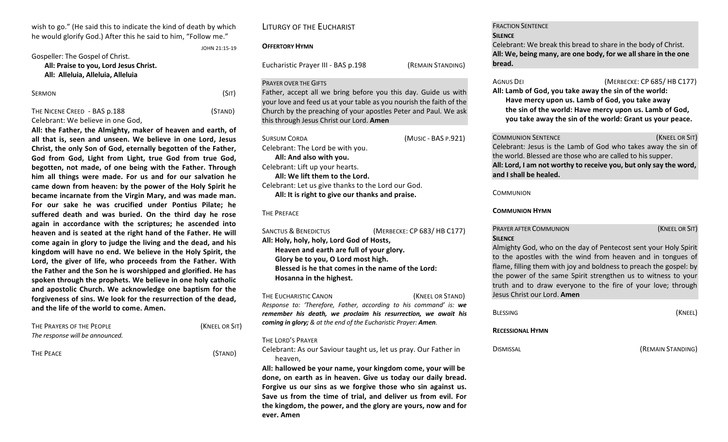wish to go." (He said this to indicate the kind of death by which he would glorify God.) After this he said to him, "Follow me."

JOHN 21:15-19

Gospeller: The Gospel of Christ.

**All: Praise to you, Lord Jesus Christ.**

**All: Alleluia, Alleluia, Alleluia**

SERMON (SIT)

THE NICENE CREED - BAS p.188 (STAND)

Celebrant: We believe in one God,

**All: the Father, the Almighty, maker of heaven and earth, of all that is, seen and unseen. We believe in one Lord, Jesus Christ, the only Son of God, eternally begotten of the Father, God from God, Light from Light, true God from true God, begotten, not made, of one being with the Father. Through him all things were made. For us and for our salvation he came down from heaven: by the power of the Holy Spirit he became incarnate from the Virgin Mary, and was made man. For our sake he was crucified under Pontius Pilate; he suffered death and was buried. On the third day he rose again in accordance with the scriptures; he ascended into heaven and is seated at the right hand of the Father. He will come again in glory to judge the living and the dead, and his kingdom will have no end. We believe in the Holy Spirit, the Lord, the giver of life, who proceeds from the Father. With the Father and the Son he is worshipped and glorified. He has spoken through the prophets. We believe in one holy catholic and apostolic Church. We acknowledge one baptism for the forgiveness of sins. We look for the resurrection of the dead, and the life of the world to come. Amen.**

THE PRAYERS OF THE PEOPLE (KNEEL OR SIT)

*The response will be announced.*

THE PEACE (STAND)

## LITURGY OF THE EUCHARIST

**OFFERTORY HYMN**

Eucharistic Prayer III - BAS p.198 (REMAIN STANDING)

PRAYER OVER THE GIFTS

Father, accept all we bring before you this day. Guide us with your love and feed us at your table as you nourish the faith of the Church by the preaching of your apostles Peter and Paul. We ask this through Jesus Christ our Lord. **Amen**

SURSUM CORDA (MUSIC - BAS P.921)

Celebrant: The Lord be with you.

**All: And also with you.**

Celebrant: Lift up your hearts.

**All: We lift them to the Lord.**

Celebrant: Let us give thanks to the Lord our God.

**All: It is right to give our thanks and praise.**

THE PREFACE

SANCTUS & BENEDICTUS (MERBECKE: CP 683/ HB C177)

**All: Holy, holy, holy, Lord God of Hosts,**
**Heaven and earth are full of your glory.**
**Glory be to you, O Lord most high.**
**Blessed is he that comes in the name of the Lord:**
**Hosanna in the highest.**

THE EUCHARISTIC CANON (KNEEL OR STAND)

*Response to: 'Therefore, Father, according to his command' is:* ***we remember his death, we proclaim his resurrection, we await his coming in glory;*** *& at the end of the Eucharistic Prayer:* ***Amen.***

THE LORD'S PRAYER

Celebrant: As our Saviour taught us, let us pray. Our Father in heaven,

**All: hallowed be your name, your kingdom come, your will be done, on earth as in heaven. Give us today our daily bread. Forgive us our sins as we forgive those who sin against us. Save us from the time of trial, and deliver us from evil. For the kingdom, the power, and the glory are yours, now and for ever. Amen**

FRACTION SENTENCE

**SILENCE**

Celebrant: We break this bread to share in the body of Christ.

**All: We, being many, are one body, for we all share in the one bread.**

AGNUS DEI (MERBECKE: CP 685/ HB C177)

**All: Lamb of God, you take away the sin of the world:**
**Have mercy upon us. Lamb of God, you take away the sin of the world: Have mercy upon us. Lamb of God, you take away the sin of the world: Grant us your peace.**

COMMUNION SENTENCE (KNEEL OR SIT)

Celebrant: Jesus is the Lamb of God who takes away the sin of the world. Blessed are those who are called to his supper.

**All: Lord, I am not worthy to receive you, but only say the word, and I shall be healed.**

COMMUNION

**COMMUNION HYMN**

PRAYER AFTER COMMUNION (KNEEL OR SIT)

**SILENCE**

Almighty God, who on the day of Pentecost sent your Holy Spirit to the apostles with the wind from heaven and in tongues of flame, filling them with joy and boldness to preach the gospel: by the power of the same Spirit strengthen us to witness to your truth and to draw everyone to the fire of your love; through Jesus Christ our Lord. **Amen**

BLESSING (KNEEL)

**RECESSIONAL HYMN**

DISMISSAL (REMAIN STANDING)